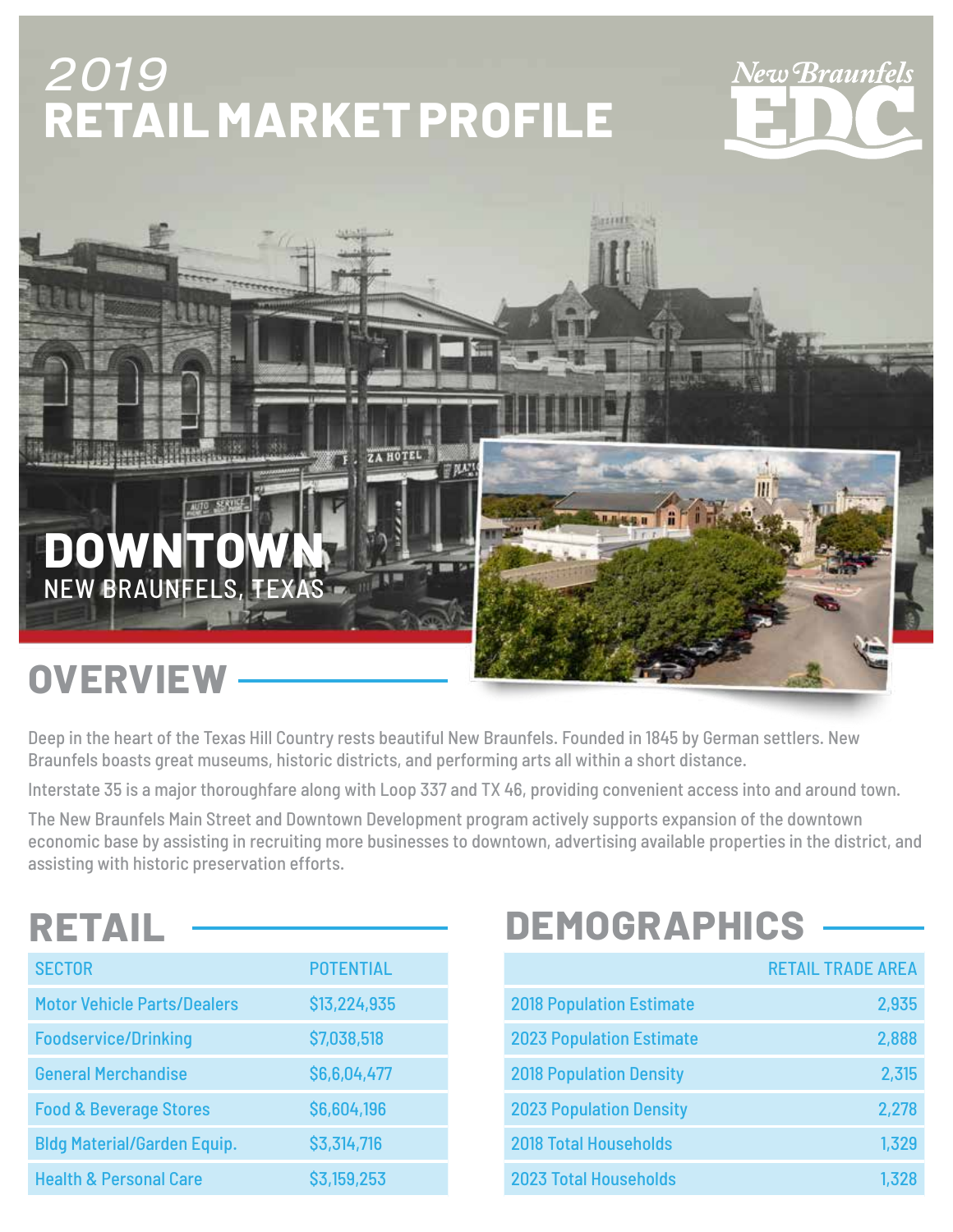# 2019 RETAIL MARKET PROFILE

New Braunfels EDC

# DOWNTOWN
NEW BRAUNFELS, TEXAS

## OVERVIEW

Deep in the heart of the Texas Hill Country rests beautiful New Braunfels. Founded in 1845 by German settlers. New Braunfels boasts great museums, historic districts, and performing arts all within a short distance.

Interstate 35 is a major thoroughfare along with Loop 337 and TX 46, providing convenient access into and around town.

The New Braunfels Main Street and Downtown Development program actively supports expansion of the downtown economic base by assisting in recruiting more businesses to downtown, advertising available properties in the district, and assisting with historic preservation efforts.

## RETAIL

| SECTOR | POTENTIAL |
| --- | --- |
| Motor Vehicle Parts/Dealers | $13,224,935 |
| Foodservice/Drinking | $7,038,518 |
| General Merchandise | $6,6,04,477 |
| Food & Beverage Stores | $6,604,196 |
| Bldg Material/Garden Equip. | $3,314,716 |
| Health & Personal Care | $3,159,253 |

## DEMOGRAPHICS

| | RETAIL TRADE AREA |
| --- | --- |
| 2018 Population Estimate | 2,935 |
| 2023 Population Estimate | 2,888 |
| 2018 Population Density | 2,315 |
| 2023 Population Density | 2,278 |
| 2018 Total Households | 1,329 |
| 2023 Total Households | 1,328 |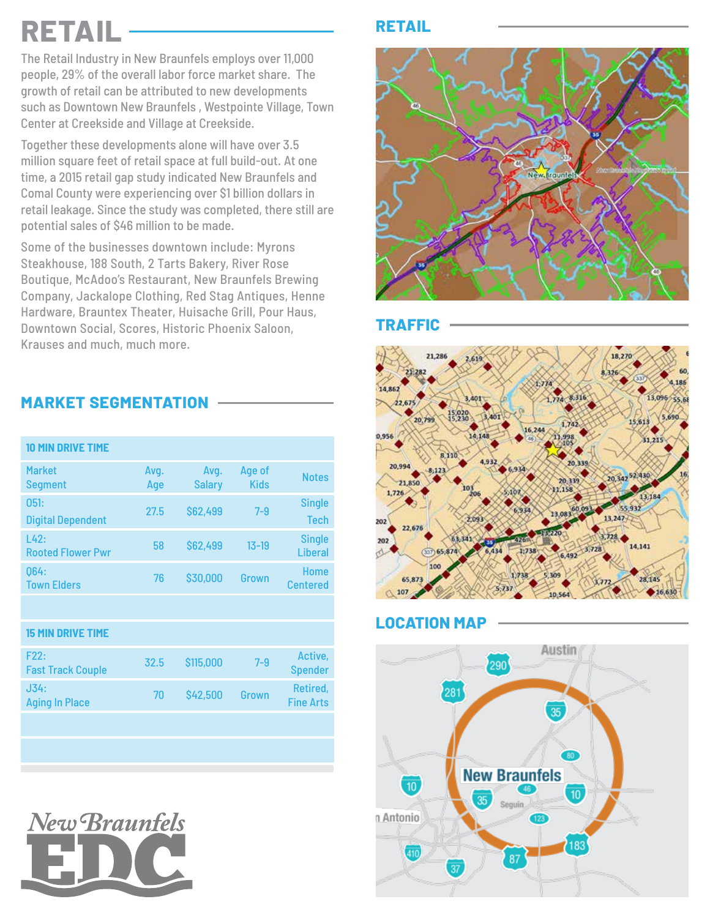# RETAIL

The Retail Industry in New Braunfels employs over 11,000 people, 29% of the overall labor force market share. The growth of retail can be attributed to new developments such as Downtown New Braunfels , Westpointe Village, Town Center at Creekside and Village at Creekside.

Together these developments alone will have over 3.5 million square feet of retail space at full build-out. At one time, a 2015 retail gap study indicated New Braunfels and Comal County were experiencing over $1 billion dollars in retail leakage. Since the study was completed, there still are potential sales of $46 million to be made.

Some of the businesses downtown include: Myrons Steakhouse, 188 South, 2 Tarts Bakery, River Rose Boutique, McAdoo's Restaurant, New Braunfels Brewing Company, Jackalope Clothing, Red Stag Antiques, Henne Hardware, Brauntex Theater, Huisache Grill, Pour Haus, Downtown Social, Scores, Historic Phoenix Saloon, Krauses and much, much more.

## MARKET SEGMENTATION

| 10 MIN DRIVE TIME | | | | |
|---|---|---|---|---|
| Market Segment | Avg. Age | Avg. Salary | Age of Kids | Notes |
| 051: Digital Dependent | 27.5 | $62,499 | 7-9 | Single Tech |
| L42: Rooted Flower Pwr | 58 | $62,499 | 13-19 | Single Liberal |
| Q64: Town Elders | 76 | $30,000 | Grown | Home Centered |
| | | | | |
| **15 MIN DRIVE TIME** | | | | |
| F22: Fast Track Couple | 32.5 | $115,000 | 7-9 | Active, Spender |
| J34: Aging In Place | 70 | $42,500 | Grown | Retired, Fine Arts |

## RETAIL

New Braunfels

## TRAFFIC

## LOCATION MAP

Austin

New Braunfels

Seguin

San Antonio

New Braunfels EDC